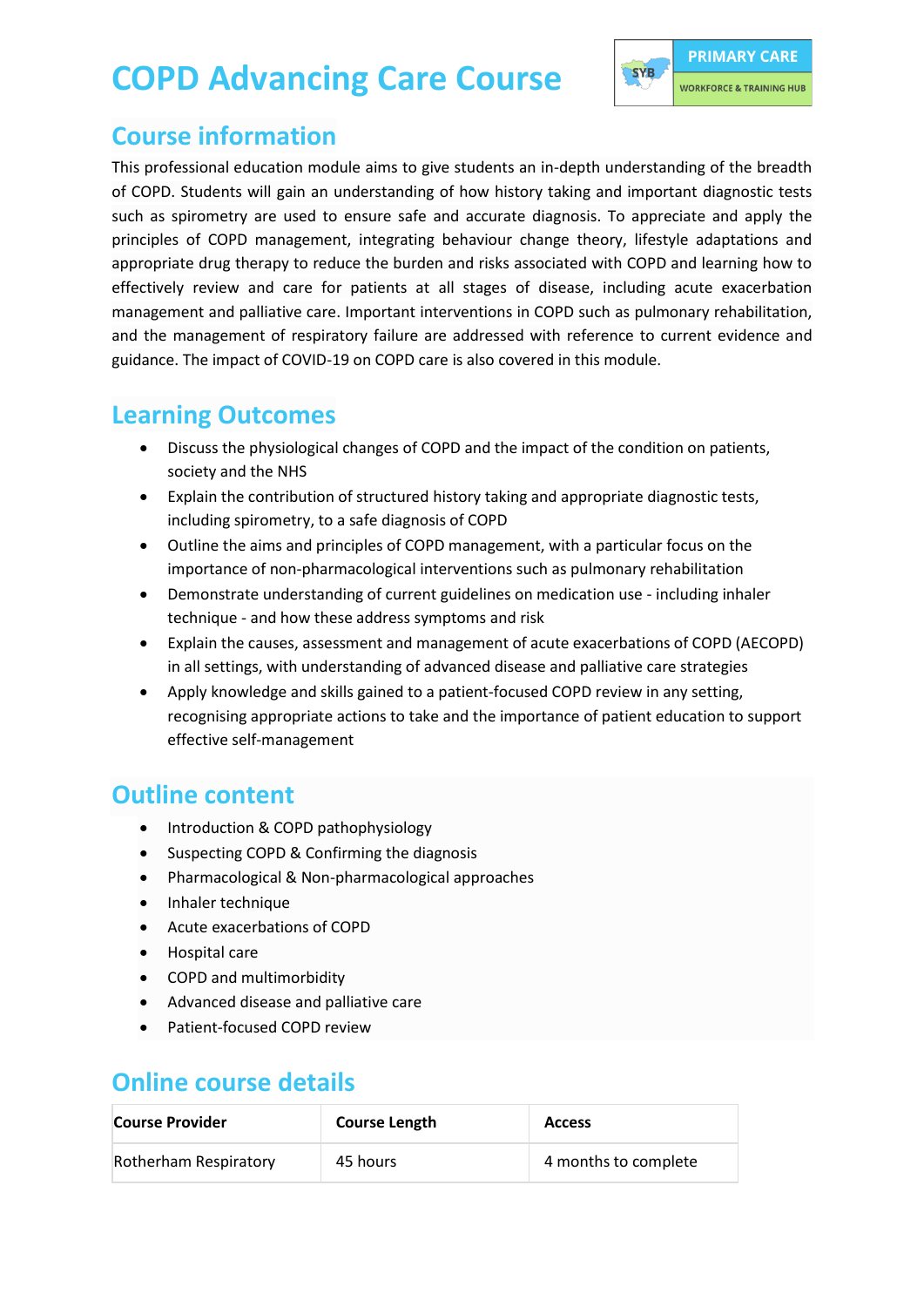# COPD Advancing Care Course

PRIMARY CARE
WORKFORCE & TRAINING HUB

## Course information

This professional education module aims to give students an in-depth understanding of the breadth of COPD. Students will gain an understanding of how history taking and important diagnostic tests such as spirometry are used to ensure safe and accurate diagnosis. To appreciate and apply the principles of COPD management, integrating behaviour change theory, lifestyle adaptations and appropriate drug therapy to reduce the burden and risks associated with COPD and learning how to effectively review and care for patients at all stages of disease, including acute exacerbation management and palliative care. Important interventions in COPD such as pulmonary rehabilitation, and the management of respiratory failure are addressed with reference to current evidence and guidance. The impact of COVID-19 on COPD care is also covered in this module.

## Learning Outcomes

- Discuss the physiological changes of COPD and the impact of the condition on patients, society and the NHS
- Explain the contribution of structured history taking and appropriate diagnostic tests, including spirometry, to a safe diagnosis of COPD
- Outline the aims and principles of COPD management, with a particular focus on the importance of non-pharmacological interventions such as pulmonary rehabilitation
- Demonstrate understanding of current guidelines on medication use - including inhaler technique - and how these address symptoms and risk
- Explain the causes, assessment and management of acute exacerbations of COPD (AECOPD) in all settings, with understanding of advanced disease and palliative care strategies
- Apply knowledge and skills gained to a patient-focused COPD review in any setting, recognising appropriate actions to take and the importance of patient education to support effective self-management

## Outline content

- Introduction & COPD pathophysiology
- Suspecting COPD & Confirming the diagnosis
- Pharmacological & Non-pharmacological approaches
- Inhaler technique
- Acute exacerbations of COPD
- Hospital care
- COPD and multimorbidity
- Advanced disease and palliative care
- Patient-focused COPD review

## Online course details

| Course Provider | Course Length | Access |
|---|---|---|
| Rotherham Respiratory | 45 hours | 4 months to complete |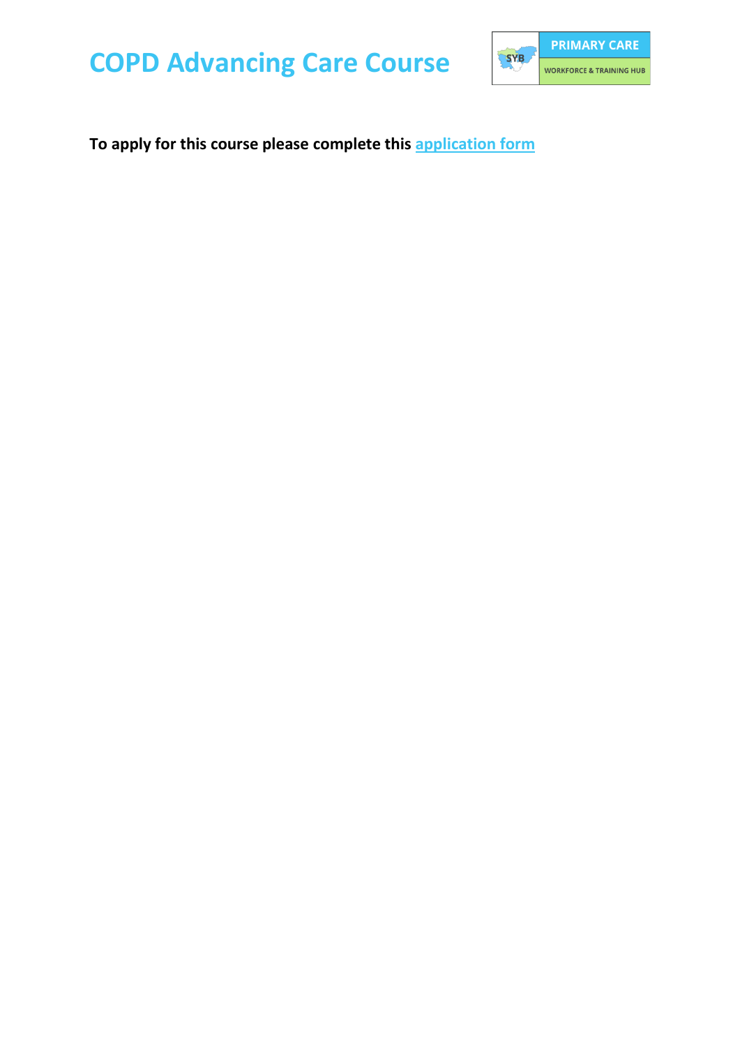# COPD Advancing Care Course

**To apply for this course please complete this application form**